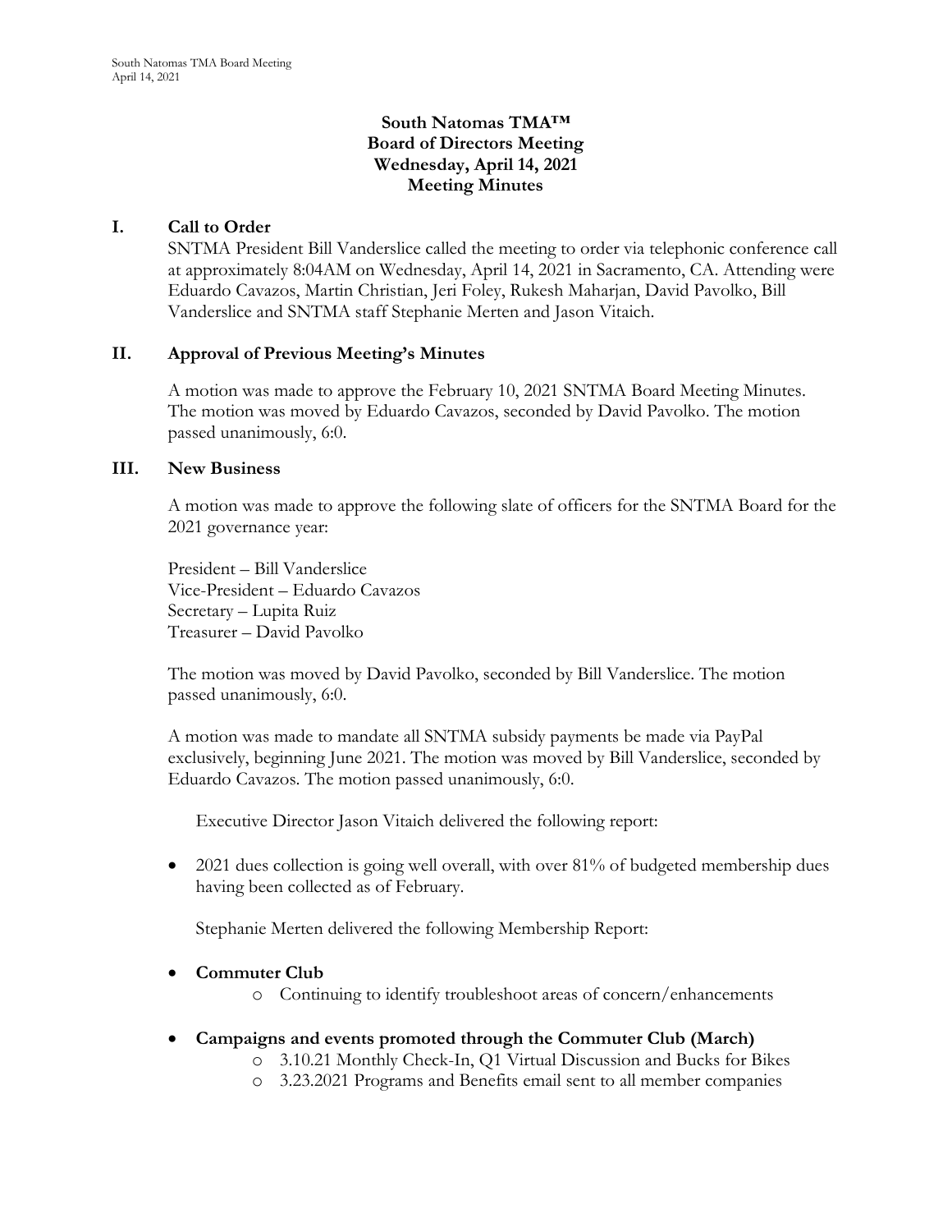**South Natomas TMA™**
**Board of Directors Meeting**
**Wednesday, April 14, 2021**
**Meeting Minutes**

## I. Call to Order

SNTMA President Bill Vanderslice called the meeting to order via telephonic conference call at approximately 8:04AM on Wednesday, April 14, 2021 in Sacramento, CA. Attending were Eduardo Cavazos, Martin Christian, Jeri Foley, Rukesh Maharjan, David Pavolko, Bill Vanderslice and SNTMA staff Stephanie Merten and Jason Vitaich.

## II. Approval of Previous Meeting's Minutes

A motion was made to approve the February 10, 2021 SNTMA Board Meeting Minutes. The motion was moved by Eduardo Cavazos, seconded by David Pavolko. The motion passed unanimously, 6:0.

## III. New Business

A motion was made to approve the following slate of officers for the SNTMA Board for the 2021 governance year:

President – Bill Vanderslice
Vice-President – Eduardo Cavazos
Secretary – Lupita Ruiz
Treasurer – David Pavolko

The motion was moved by David Pavolko, seconded by Bill Vanderslice. The motion passed unanimously, 6:0.

A motion was made to mandate all SNTMA subsidy payments be made via PayPal exclusively, beginning June 2021. The motion was moved by Bill Vanderslice, seconded by Eduardo Cavazos. The motion passed unanimously, 6:0.

Executive Director Jason Vitaich delivered the following report:

- 2021 dues collection is going well overall, with over 81% of budgeted membership dues having been collected as of February.

Stephanie Merten delivered the following Membership Report:

- **Commuter Club**
  - Continuing to identify troubleshoot areas of concern/enhancements
- **Campaigns and events promoted through the Commuter Club (March)**
  - 3.10.21 Monthly Check-In, Q1 Virtual Discussion and Bucks for Bikes
  - 3.23.2021 Programs and Benefits email sent to all member companies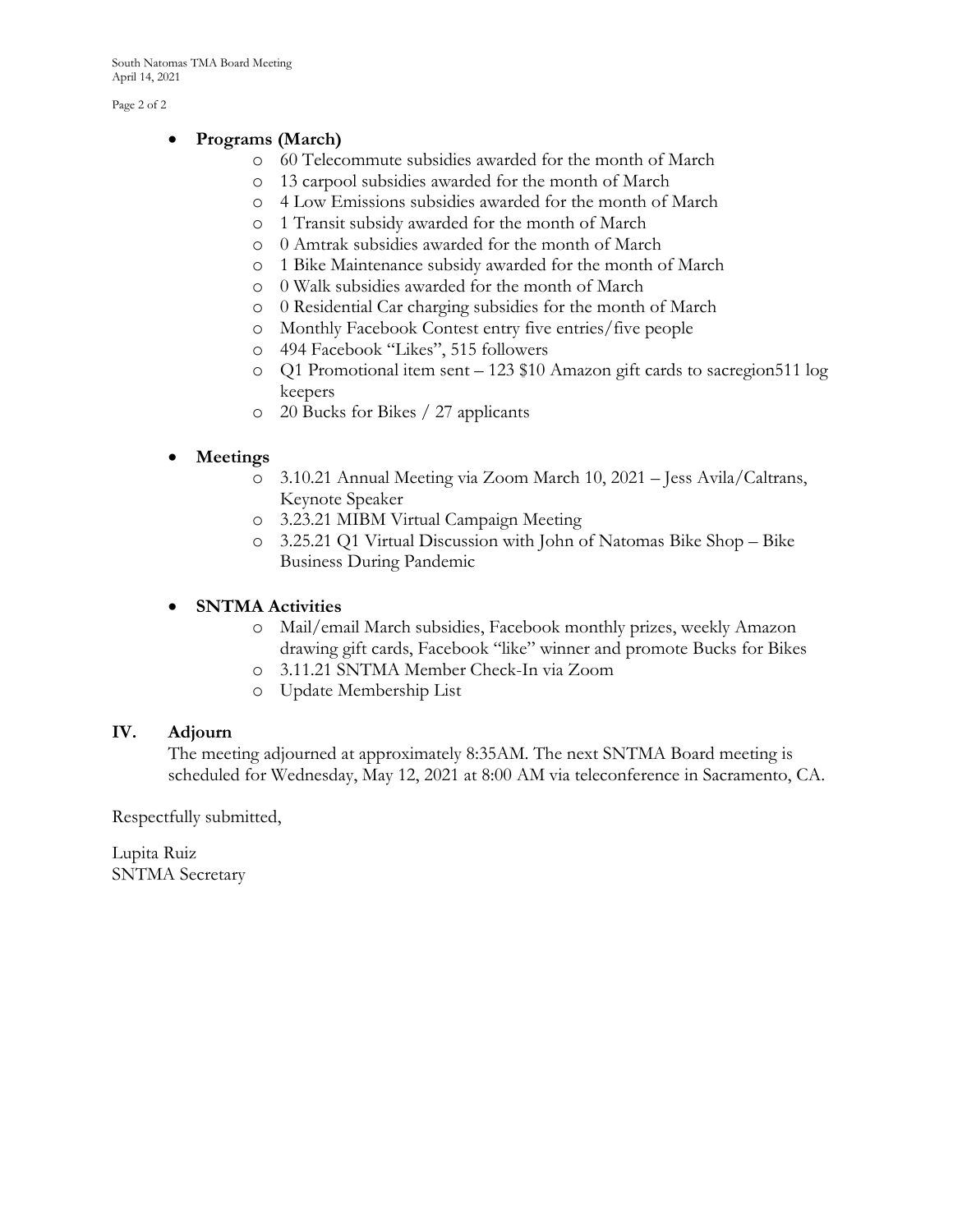- **Programs (March)**
  - 60 Telecommute subsidies awarded for the month of March
  - 13 carpool subsidies awarded for the month of March
  - 4 Low Emissions subsidies awarded for the month of March
  - 1 Transit subsidy awarded for the month of March
  - 0 Amtrak subsidies awarded for the month of March
  - 1 Bike Maintenance subsidy awarded for the month of March
  - 0 Walk subsidies awarded for the month of March
  - 0 Residential Car charging subsidies for the month of March
  - Monthly Facebook Contest entry five entries/five people
  - 494 Facebook "Likes", 515 followers
  - Q1 Promotional item sent – 123 $10 Amazon gift cards to sacregion511 log keepers
  - 20 Bucks for Bikes / 27 applicants

- **Meetings**
  - 3.10.21 Annual Meeting via Zoom March 10, 2021 – Jess Avila/Caltrans, Keynote Speaker
  - 3.23.21 MIBM Virtual Campaign Meeting
  - 3.25.21 Q1 Virtual Discussion with John of Natomas Bike Shop – Bike Business During Pandemic

- **SNTMA Activities**
  - Mail/email March subsidies, Facebook monthly prizes, weekly Amazon drawing gift cards, Facebook "like" winner and promote Bucks for Bikes
  - 3.11.21 SNTMA Member Check-In via Zoom
  - Update Membership List

## IV. Adjourn

The meeting adjourned at approximately 8:35AM. The next SNTMA Board meeting is scheduled for Wednesday, May 12, 2021 at 8:00 AM via teleconference in Sacramento, CA.

Respectfully submitted,

Lupita Ruiz
SNTMA Secretary